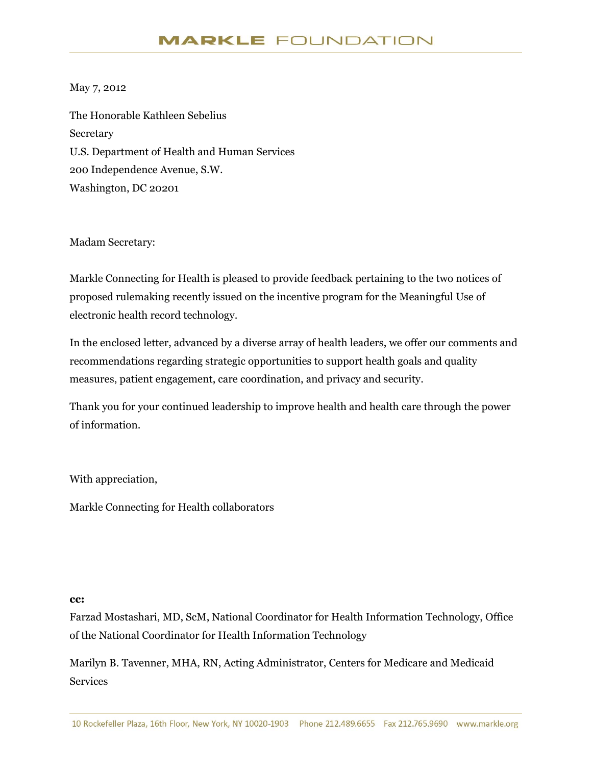# MARKLE FOUNDATION

May 7, 2012

The Honorable Kathleen Sebelius
Secretary
U.S. Department of Health and Human Services
200 Independence Avenue, S.W.
Washington, DC 20201

Madam Secretary:

Markle Connecting for Health is pleased to provide feedback pertaining to the two notices of proposed rulemaking recently issued on the incentive program for the Meaningful Use of electronic health record technology.

In the enclosed letter, advanced by a diverse array of health leaders, we offer our comments and recommendations regarding strategic opportunities to support health goals and quality measures, patient engagement, care coordination, and privacy and security.

Thank you for your continued leadership to improve health and health care through the power of information.

With appreciation,

Markle Connecting for Health collaborators

**cc:**

Farzad Mostashari, MD, ScM, National Coordinator for Health Information Technology, Office of the National Coordinator for Health Information Technology

Marilyn B. Tavenner, MHA, RN, Acting Administrator, Centers for Medicare and Medicaid Services

10 Rockefeller Plaza, 16th Floor, New York, NY 10020-1903 Phone 212.489.6655 Fax 212.765.9690 www.markle.org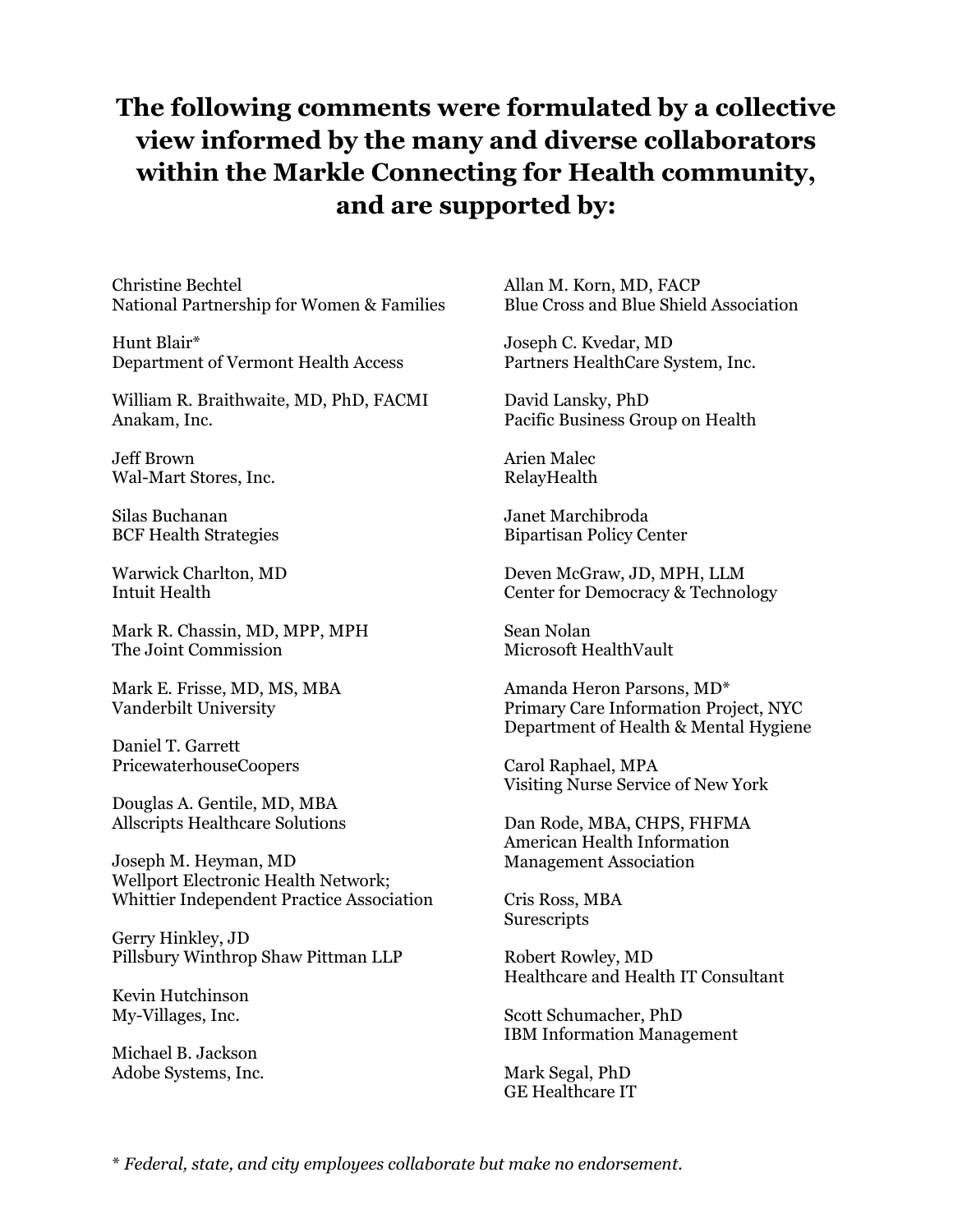# The following comments were formulated by a collective view informed by the many and diverse collaborators within the Markle Connecting for Health community, and are supported by:

Christine Bechtel
National Partnership for Women & Families

Hunt Blair*
Department of Vermont Health Access

William R. Braithwaite, MD, PhD, FACMI
Anakam, Inc.

Jeff Brown
Wal-Mart Stores, Inc.

Silas Buchanan
BCF Health Strategies

Warwick Charlton, MD
Intuit Health

Mark R. Chassin, MD, MPP, MPH
The Joint Commission

Mark E. Frisse, MD, MS, MBA
Vanderbilt University

Daniel T. Garrett
PricewaterhouseCoopers

Douglas A. Gentile, MD, MBA
Allscripts Healthcare Solutions

Joseph M. Heyman, MD
Wellport Electronic Health Network;
Whittier Independent Practice Association

Gerry Hinkley, JD
Pillsbury Winthrop Shaw Pittman LLP

Kevin Hutchinson
My-Villages, Inc.

Michael B. Jackson
Adobe Systems, Inc.

Allan M. Korn, MD, FACP
Blue Cross and Blue Shield Association

Joseph C. Kvedar, MD
Partners HealthCare System, Inc.

David Lansky, PhD
Pacific Business Group on Health

Arien Malec
RelayHealth

Janet Marchibroda
Bipartisan Policy Center

Deven McGraw, JD, MPH, LLM
Center for Democracy & Technology

Sean Nolan
Microsoft HealthVault

Amanda Heron Parsons, MD*
Primary Care Information Project, NYC
Department of Health & Mental Hygiene

Carol Raphael, MPA
Visiting Nurse Service of New York

Dan Rode, MBA, CHPS, FHFMA
American Health Information
Management Association

Cris Ross, MBA
Surescripts

Robert Rowley, MD
Healthcare and Health IT Consultant

Scott Schumacher, PhD
IBM Information Management

Mark Segal, PhD
GE Healthcare IT

* *Federal, state, and city employees collaborate but make no endorsement.*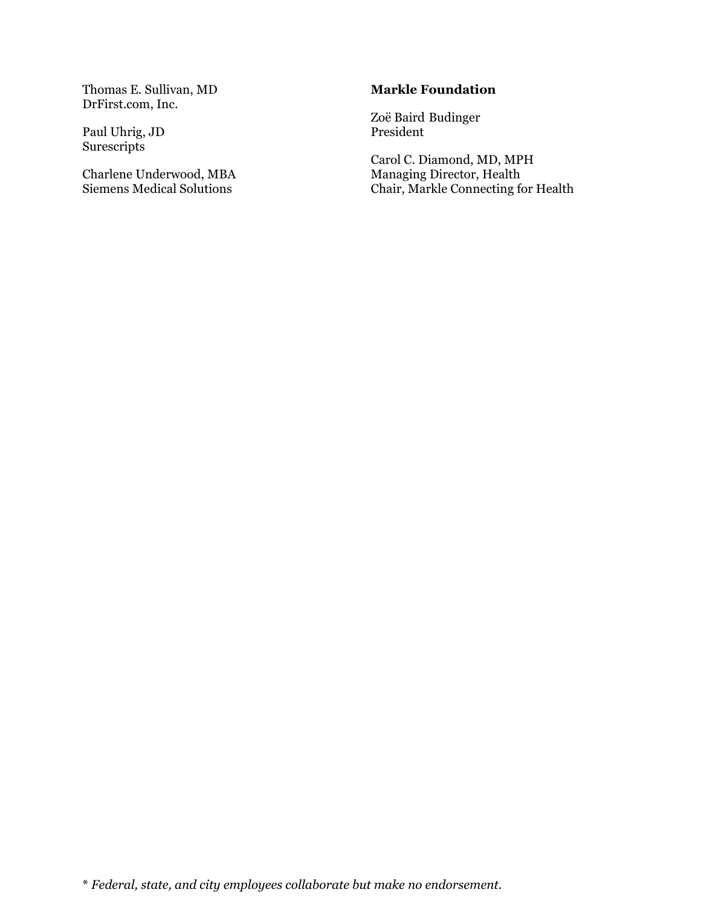Thomas E. Sullivan, MD
DrFirst.com, Inc.

Paul Uhrig, JD
Surescripts

Charlene Underwood, MBA
Siemens Medical Solutions

**Markle Foundation**

Zoë Baird Budinger
President

Carol C. Diamond, MD, MPH
Managing Director, Health
Chair, Markle Connecting for Health

* *Federal, state, and city employees collaborate but make no endorsement.*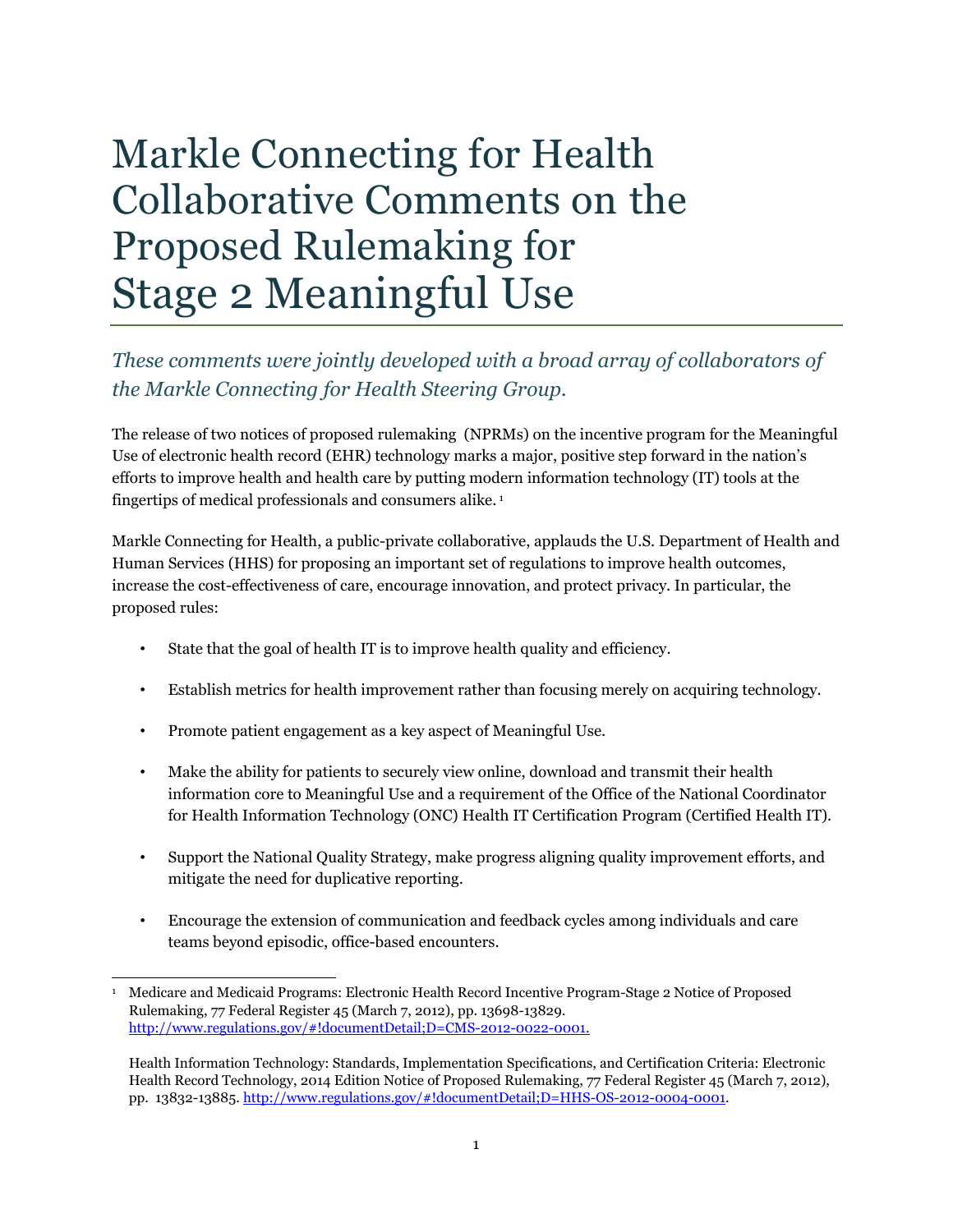# Markle Connecting for Health Collaborative Comments on the Proposed Rulemaking for Stage 2 Meaningful Use

*These comments were jointly developed with a broad array of collaborators of the Markle Connecting for Health Steering Group.*

The release of two notices of proposed rulemaking (NPRMs) on the incentive program for the Meaningful Use of electronic health record (EHR) technology marks a major, positive step forward in the nation's efforts to improve health and health care by putting modern information technology (IT) tools at the fingertips of medical professionals and consumers alike.[1]

Markle Connecting for Health, a public-private collaborative, applauds the U.S. Department of Health and Human Services (HHS) for proposing an important set of regulations to improve health outcomes, increase the cost-effectiveness of care, encourage innovation, and protect privacy. In particular, the proposed rules:

- State that the goal of health IT is to improve health quality and efficiency.
- Establish metrics for health improvement rather than focusing merely on acquiring technology.
- Promote patient engagement as a key aspect of Meaningful Use.
- Make the ability for patients to securely view online, download and transmit their health information core to Meaningful Use and a requirement of the Office of the National Coordinator for Health Information Technology (ONC) Health IT Certification Program (Certified Health IT).
- Support the National Quality Strategy, make progress aligning quality improvement efforts, and mitigate the need for duplicative reporting.
- Encourage the extension of communication and feedback cycles among individuals and care teams beyond episodic, office-based encounters.

---

[1] Medicare and Medicaid Programs: Electronic Health Record Incentive Program-Stage 2 Notice of Proposed Rulemaking, 77 Federal Register 45 (March 7, 2012), pp. 13698-13829. http://www.regulations.gov/#!documentDetail;D=CMS-2012-0022-0001.

Health Information Technology: Standards, Implementation Specifications, and Certification Criteria: Electronic Health Record Technology, 2014 Edition Notice of Proposed Rulemaking, 77 Federal Register 45 (March 7, 2012), pp. 13832-13885. http://www.regulations.gov/#!documentDetail;D=HHS-OS-2012-0004-0001.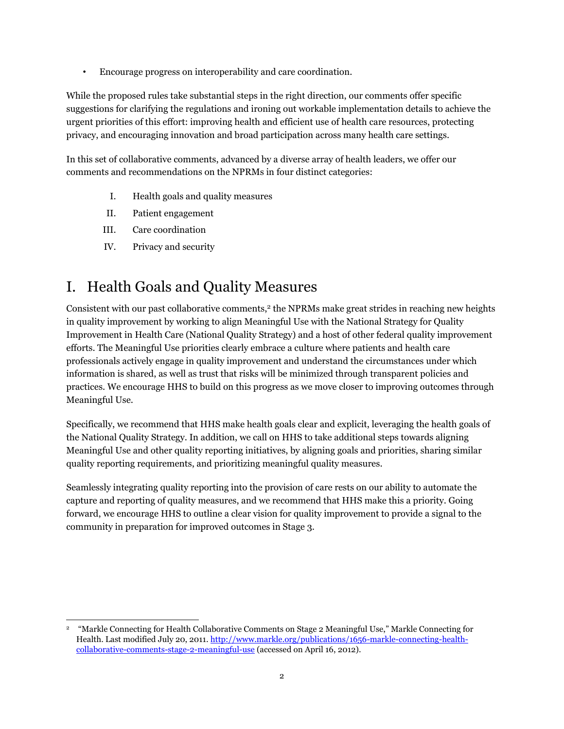- Encourage progress on interoperability and care coordination.

While the proposed rules take substantial steps in the right direction, our comments offer specific suggestions for clarifying the regulations and ironing out workable implementation details to achieve the urgent priorities of this effort: improving health and efficient use of health care resources, protecting privacy, and encouraging innovation and broad participation across many health care settings.

In this set of collaborative comments, advanced by a diverse array of health leaders, we offer our comments and recommendations on the NPRMs in four distinct categories:

I. Health goals and quality measures
II. Patient engagement
III. Care coordination
IV. Privacy and security

# I. Health Goals and Quality Measures

Consistent with our past collaborative comments,[2] the NPRMs make great strides in reaching new heights in quality improvement by working to align Meaningful Use with the National Strategy for Quality Improvement in Health Care (National Quality Strategy) and a host of other federal quality improvement efforts. The Meaningful Use priorities clearly embrace a culture where patients and health care professionals actively engage in quality improvement and understand the circumstances under which information is shared, as well as trust that risks will be minimized through transparent policies and practices. We encourage HHS to build on this progress as we move closer to improving outcomes through Meaningful Use.

Specifically, we recommend that HHS make health goals clear and explicit, leveraging the health goals of the National Quality Strategy. In addition, we call on HHS to take additional steps towards aligning Meaningful Use and other quality reporting initiatives, by aligning goals and priorities, sharing similar quality reporting requirements, and prioritizing meaningful quality measures.

Seamlessly integrating quality reporting into the provision of care rests on our ability to automate the capture and reporting of quality measures, and we recommend that HHS make this a priority. Going forward, we encourage HHS to outline a clear vision for quality improvement to provide a signal to the community in preparation for improved outcomes in Stage 3.

---

[2] "Markle Connecting for Health Collaborative Comments on Stage 2 Meaningful Use," Markle Connecting for Health. Last modified July 20, 2011. http://www.markle.org/publications/1656-markle-connecting-health-collaborative-comments-stage-2-meaningful-use (accessed on April 16, 2012).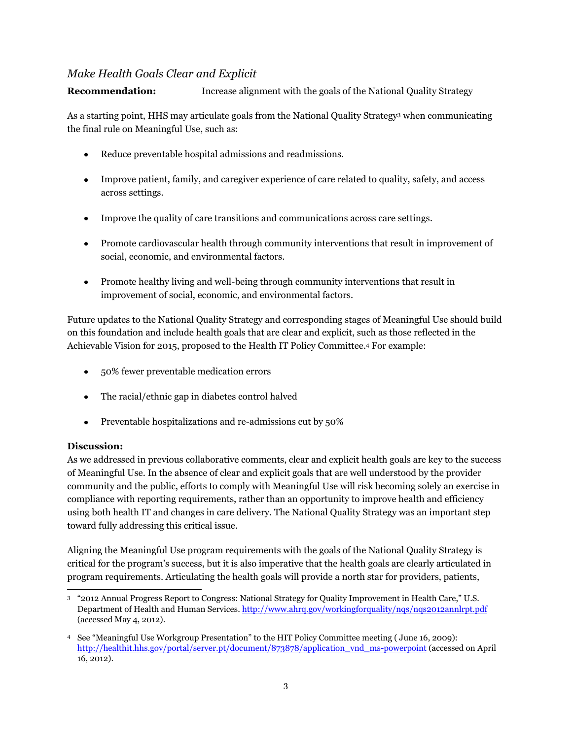### *Make Health Goals Clear and Explicit*

**Recommendation:** Increase alignment with the goals of the National Quality Strategy

As a starting point, HHS may articulate goals from the National Quality Strategy[3] when communicating the final rule on Meaningful Use, such as:

- Reduce preventable hospital admissions and readmissions.
- Improve patient, family, and caregiver experience of care related to quality, safety, and access across settings.
- Improve the quality of care transitions and communications across care settings.
- Promote cardiovascular health through community interventions that result in improvement of social, economic, and environmental factors.
- Promote healthy living and well-being through community interventions that result in improvement of social, economic, and environmental factors.

Future updates to the National Quality Strategy and corresponding stages of Meaningful Use should build on this foundation and include health goals that are clear and explicit, such as those reflected in the Achievable Vision for 2015, proposed to the Health IT Policy Committee.[4] For example:

- 50% fewer preventable medication errors
- The racial/ethnic gap in diabetes control halved
- Preventable hospitalizations and re-admissions cut by 50%

**Discussion:**
As we addressed in previous collaborative comments, clear and explicit health goals are key to the success of Meaningful Use. In the absence of clear and explicit goals that are well understood by the provider community and the public, efforts to comply with Meaningful Use will risk becoming solely an exercise in compliance with reporting requirements, rather than an opportunity to improve health and efficiency using both health IT and changes in care delivery. The National Quality Strategy was an important step toward fully addressing this critical issue.

Aligning the Meaningful Use program requirements with the goals of the National Quality Strategy is critical for the program's success, but it is also imperative that the health goals are clearly articulated in program requirements. Articulating the health goals will provide a north star for providers, patients,

---

[3] "2012 Annual Progress Report to Congress: National Strategy for Quality Improvement in Health Care," U.S. Department of Health and Human Services. http://www.ahrq.gov/workingforquality/nqs/nqs2012annlrpt.pdf (accessed May 4, 2012).

[4] See "Meaningful Use Workgroup Presentation" to the HIT Policy Committee meeting ( June 16, 2009): http://healthit.hhs.gov/portal/server.pt/document/873878/application_vnd_ms-powerpoint (accessed on April 16, 2012).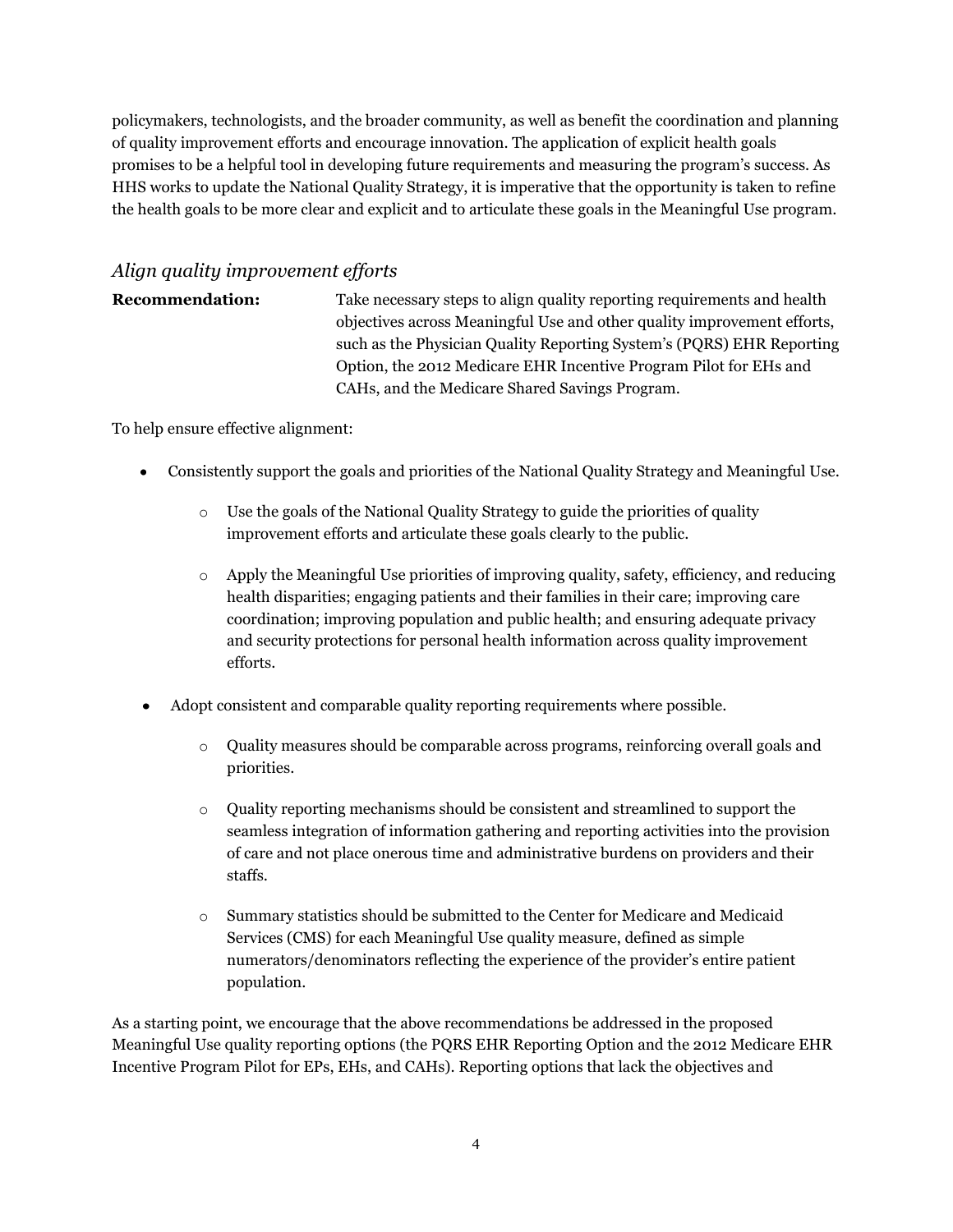policymakers, technologists, and the broader community, as well as benefit the coordination and planning of quality improvement efforts and encourage innovation. The application of explicit health goals promises to be a helpful tool in developing future requirements and measuring the program's success. As HHS works to update the National Quality Strategy, it is imperative that the opportunity is taken to refine the health goals to be more clear and explicit and to articulate these goals in the Meaningful Use program.

## *Align quality improvement efforts*

**Recommendation:** Take necessary steps to align quality reporting requirements and health objectives across Meaningful Use and other quality improvement efforts, such as the Physician Quality Reporting System's (PQRS) EHR Reporting Option, the 2012 Medicare EHR Incentive Program Pilot for EHs and CAHs, and the Medicare Shared Savings Program.

To help ensure effective alignment:

- Consistently support the goals and priorities of the National Quality Strategy and Meaningful Use.
  - Use the goals of the National Quality Strategy to guide the priorities of quality improvement efforts and articulate these goals clearly to the public.
  - Apply the Meaningful Use priorities of improving quality, safety, efficiency, and reducing health disparities; engaging patients and their families in their care; improving care coordination; improving population and public health; and ensuring adequate privacy and security protections for personal health information across quality improvement efforts.
- Adopt consistent and comparable quality reporting requirements where possible.
  - Quality measures should be comparable across programs, reinforcing overall goals and priorities.
  - Quality reporting mechanisms should be consistent and streamlined to support the seamless integration of information gathering and reporting activities into the provision of care and not place onerous time and administrative burdens on providers and their staffs.
  - Summary statistics should be submitted to the Center for Medicare and Medicaid Services (CMS) for each Meaningful Use quality measure, defined as simple numerators/denominators reflecting the experience of the provider's entire patient population.

As a starting point, we encourage that the above recommendations be addressed in the proposed Meaningful Use quality reporting options (the PQRS EHR Reporting Option and the 2012 Medicare EHR Incentive Program Pilot for EPs, EHs, and CAHs). Reporting options that lack the objectives and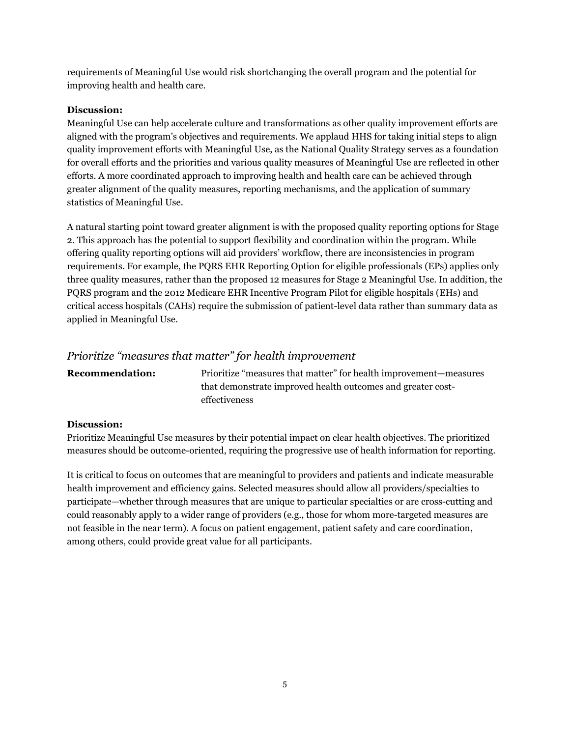requirements of Meaningful Use would risk shortchanging the overall program and the potential for improving health and health care.

**Discussion:**
Meaningful Use can help accelerate culture and transformations as other quality improvement efforts are aligned with the program's objectives and requirements. We applaud HHS for taking initial steps to align quality improvement efforts with Meaningful Use, as the National Quality Strategy serves as a foundation for overall efforts and the priorities and various quality measures of Meaningful Use are reflected in other efforts. A more coordinated approach to improving health and health care can be achieved through greater alignment of the quality measures, reporting mechanisms, and the application of summary statistics of Meaningful Use.

A natural starting point toward greater alignment is with the proposed quality reporting options for Stage 2. This approach has the potential to support flexibility and coordination within the program. While offering quality reporting options will aid providers' workflow, there are inconsistencies in program requirements. For example, the PQRS EHR Reporting Option for eligible professionals (EPs) applies only three quality measures, rather than the proposed 12 measures for Stage 2 Meaningful Use. In addition, the PQRS program and the 2012 Medicare EHR Incentive Program Pilot for eligible hospitals (EHs) and critical access hospitals (CAHs) require the submission of patient-level data rather than summary data as applied in Meaningful Use.

### *Prioritize "measures that matter" for health improvement*

**Recommendation:** Prioritize "measures that matter" for health improvement—measures that demonstrate improved health outcomes and greater cost-effectiveness

**Discussion:**
Prioritize Meaningful Use measures by their potential impact on clear health objectives. The prioritized measures should be outcome-oriented, requiring the progressive use of health information for reporting.

It is critical to focus on outcomes that are meaningful to providers and patients and indicate measurable health improvement and efficiency gains. Selected measures should allow all providers/specialties to participate—whether through measures that are unique to particular specialties or are cross-cutting and could reasonably apply to a wider range of providers (e.g., those for whom more-targeted measures are not feasible in the near term). A focus on patient engagement, patient safety and care coordination, among others, could provide great value for all participants.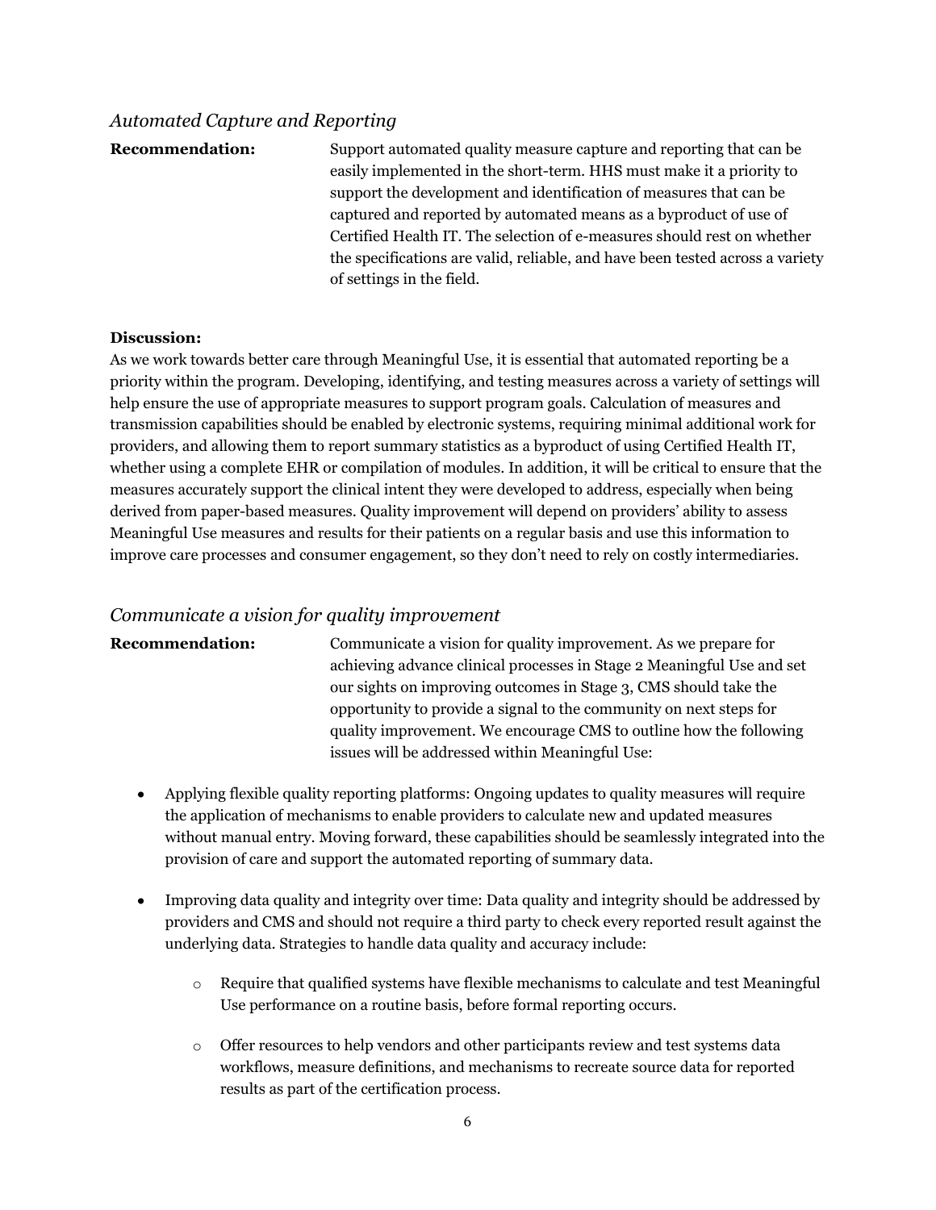### *Automated Capture and Reporting*

**Recommendation:** Support automated quality measure capture and reporting that can be easily implemented in the short-term. HHS must make it a priority to support the development and identification of measures that can be captured and reported by automated means as a byproduct of use of Certified Health IT. The selection of e-measures should rest on whether the specifications are valid, reliable, and have been tested across a variety of settings in the field.

**Discussion:**
As we work towards better care through Meaningful Use, it is essential that automated reporting be a priority within the program. Developing, identifying, and testing measures across a variety of settings will help ensure the use of appropriate measures to support program goals. Calculation of measures and transmission capabilities should be enabled by electronic systems, requiring minimal additional work for providers, and allowing them to report summary statistics as a byproduct of using Certified Health IT, whether using a complete EHR or compilation of modules. In addition, it will be critical to ensure that the measures accurately support the clinical intent they were developed to address, especially when being derived from paper-based measures. Quality improvement will depend on providers' ability to assess Meaningful Use measures and results for their patients on a regular basis and use this information to improve care processes and consumer engagement, so they don't need to rely on costly intermediaries.

### *Communicate a vision for quality improvement*

**Recommendation:** Communicate a vision for quality improvement. As we prepare for achieving advance clinical processes in Stage 2 Meaningful Use and set our sights on improving outcomes in Stage 3, CMS should take the opportunity to provide a signal to the community on next steps for quality improvement. We encourage CMS to outline how the following issues will be addressed within Meaningful Use:

- Applying flexible quality reporting platforms: Ongoing updates to quality measures will require the application of mechanisms to enable providers to calculate new and updated measures without manual entry. Moving forward, these capabilities should be seamlessly integrated into the provision of care and support the automated reporting of summary data.

- Improving data quality and integrity over time: Data quality and integrity should be addressed by providers and CMS and should not require a third party to check every reported result against the underlying data. Strategies to handle data quality and accuracy include:

    - Require that qualified systems have flexible mechanisms to calculate and test Meaningful Use performance on a routine basis, before formal reporting occurs.

    - Offer resources to help vendors and other participants review and test systems data workflows, measure definitions, and mechanisms to recreate source data for reported results as part of the certification process.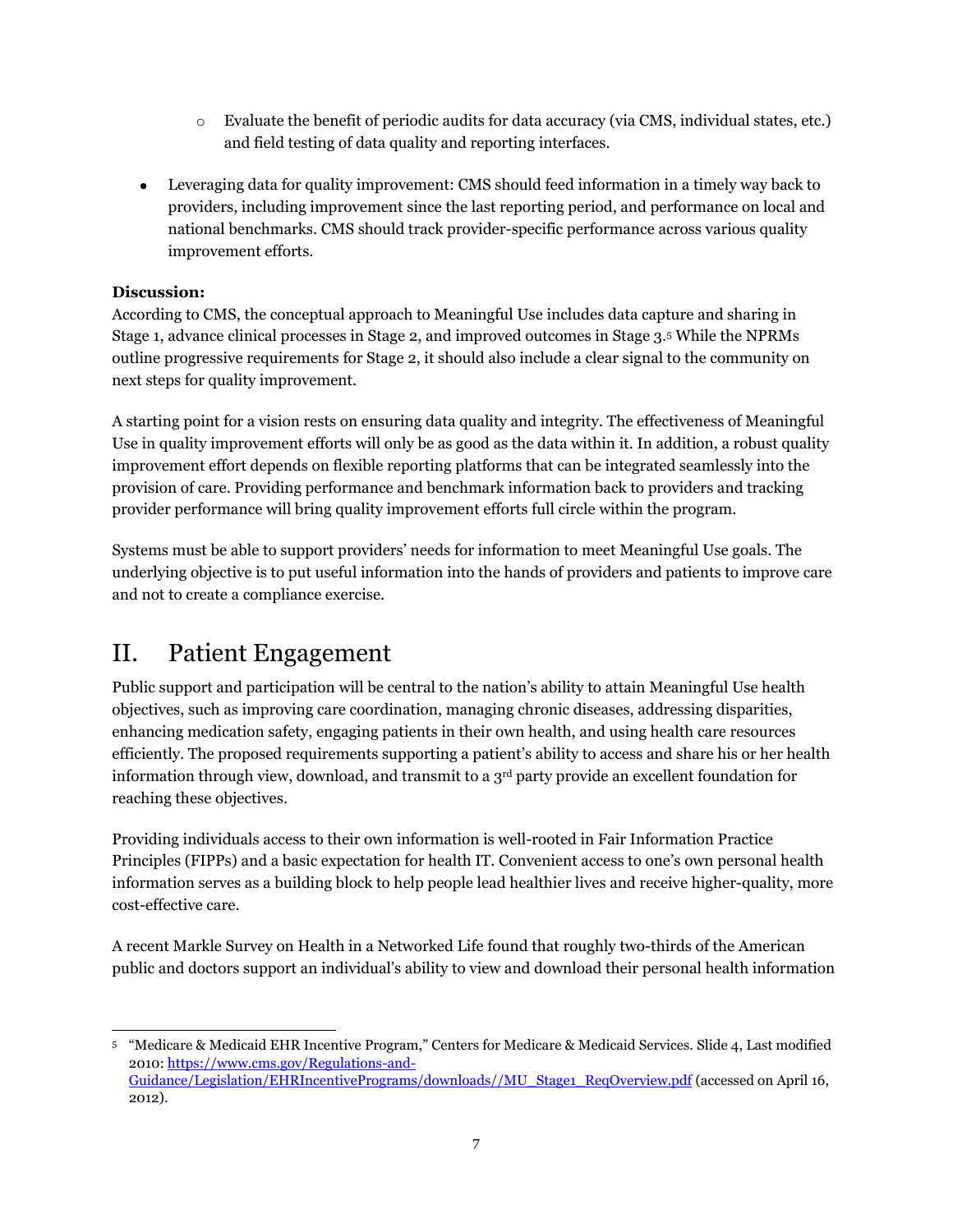- Evaluate the benefit of periodic audits for data accuracy (via CMS, individual states, etc.) and field testing of data quality and reporting interfaces.

- Leveraging data for quality improvement: CMS should feed information in a timely way back to providers, including improvement since the last reporting period, and performance on local and national benchmarks. CMS should track provider-specific performance across various quality improvement efforts.

**Discussion:**
According to CMS, the conceptual approach to Meaningful Use includes data capture and sharing in Stage 1, advance clinical processes in Stage 2, and improved outcomes in Stage 3.[5] While the NPRMs outline progressive requirements for Stage 2, it should also include a clear signal to the community on next steps for quality improvement.

A starting point for a vision rests on ensuring data quality and integrity. The effectiveness of Meaningful Use in quality improvement efforts will only be as good as the data within it. In addition, a robust quality improvement effort depends on flexible reporting platforms that can be integrated seamlessly into the provision of care. Providing performance and benchmark information back to providers and tracking provider performance will bring quality improvement efforts full circle within the program.

Systems must be able to support providers' needs for information to meet Meaningful Use goals. The underlying objective is to put useful information into the hands of providers and patients to improve care and not to create a compliance exercise.

## II. Patient Engagement

Public support and participation will be central to the nation's ability to attain Meaningful Use health objectives, such as improving care coordination, managing chronic diseases, addressing disparities, enhancing medication safety, engaging patients in their own health, and using health care resources efficiently. The proposed requirements supporting a patient's ability to access and share his or her health information through view, download, and transmit to a 3rd party provide an excellent foundation for reaching these objectives.

Providing individuals access to their own information is well-rooted in Fair Information Practice Principles (FIPPs) and a basic expectation for health IT. Convenient access to one's own personal health information serves as a building block to help people lead healthier lives and receive higher-quality, more cost-effective care.

A recent Markle Survey on Health in a Networked Life found that roughly two-thirds of the American public and doctors support an individual's ability to view and download their personal health information

---

[5] "Medicare & Medicaid EHR Incentive Program," Centers for Medicare & Medicaid Services. Slide 4, Last modified 2010: https://www.cms.gov/Regulations-and-Guidance/Legislation/EHRIncentivePrograms/downloads//MU_Stage1_ReqOverview.pdf (accessed on April 16, 2012).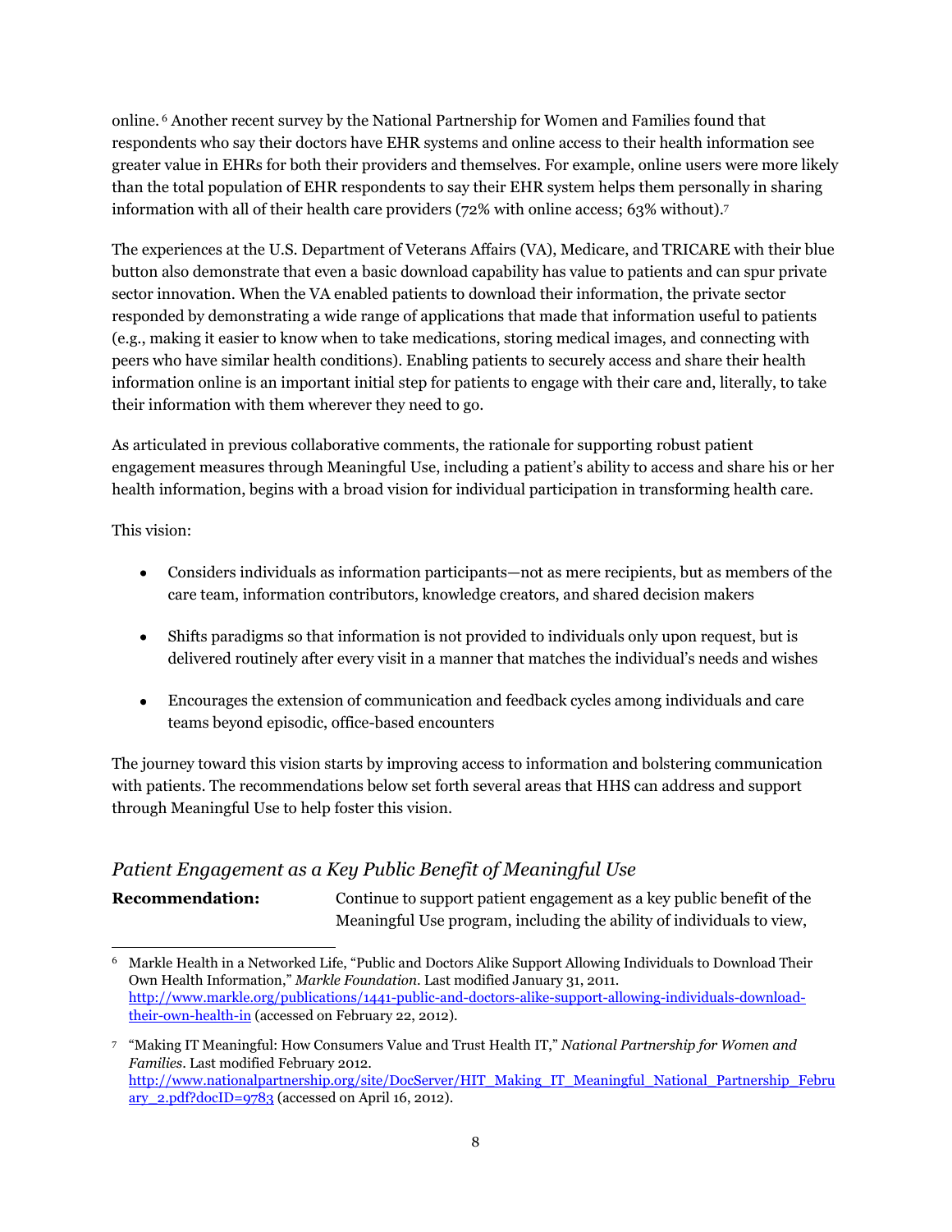online.[6] Another recent survey by the National Partnership for Women and Families found that respondents who say their doctors have EHR systems and online access to their health information see greater value in EHRs for both their providers and themselves. For example, online users were more likely than the total population of EHR respondents to say their EHR system helps them personally in sharing information with all of their health care providers (72% with online access; 63% without).[7]

The experiences at the U.S. Department of Veterans Affairs (VA), Medicare, and TRICARE with their blue button also demonstrate that even a basic download capability has value to patients and can spur private sector innovation. When the VA enabled patients to download their information, the private sector responded by demonstrating a wide range of applications that made that information useful to patients (e.g., making it easier to know when to take medications, storing medical images, and connecting with peers who have similar health conditions). Enabling patients to securely access and share their health information online is an important initial step for patients to engage with their care and, literally, to take their information with them wherever they need to go.

As articulated in previous collaborative comments, the rationale for supporting robust patient engagement measures through Meaningful Use, including a patient's ability to access and share his or her health information, begins with a broad vision for individual participation in transforming health care.

This vision:

- Considers individuals as information participants—not as mere recipients, but as members of the care team, information contributors, knowledge creators, and shared decision makers
- Shifts paradigms so that information is not provided to individuals only upon request, but is delivered routinely after every visit in a manner that matches the individual's needs and wishes
- Encourages the extension of communication and feedback cycles among individuals and care teams beyond episodic, office-based encounters

The journey toward this vision starts by improving access to information and bolstering communication with patients. The recommendations below set forth several areas that HHS can address and support through Meaningful Use to help foster this vision.

## *Patient Engagement as a Key Public Benefit of Meaningful Use*

**Recommendation:** Continue to support patient engagement as a key public benefit of the Meaningful Use program, including the ability of individuals to view,

---

[6] Markle Health in a Networked Life, "Public and Doctors Alike Support Allowing Individuals to Download Their Own Health Information," *Markle Foundation*. Last modified January 31, 2011. http://www.markle.org/publications/1441-public-and-doctors-alike-support-allowing-individuals-download-their-own-health-in (accessed on February 22, 2012).

[7] "Making IT Meaningful: How Consumers Value and Trust Health IT," *National Partnership for Women and Families*. Last modified February 2012. http://www.nationalpartnership.org/site/DocServer/HIT_Making_IT_Meaningful_National_Partnership_February_2.pdf?docID=9783 (accessed on April 16, 2012).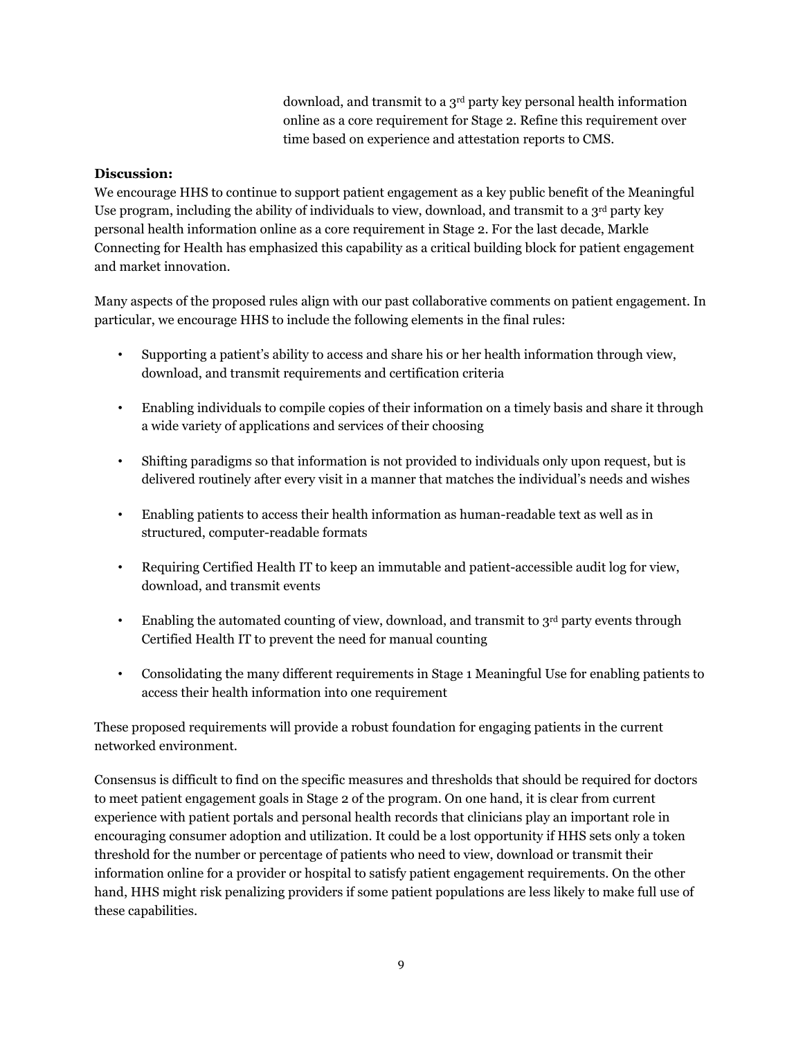download, and transmit to a 3rd party key personal health information online as a core requirement for Stage 2. Refine this requirement over time based on experience and attestation reports to CMS.

**Discussion:**
We encourage HHS to continue to support patient engagement as a key public benefit of the Meaningful Use program, including the ability of individuals to view, download, and transmit to a 3rd party key personal health information online as a core requirement in Stage 2. For the last decade, Markle Connecting for Health has emphasized this capability as a critical building block for patient engagement and market innovation.

Many aspects of the proposed rules align with our past collaborative comments on patient engagement. In particular, we encourage HHS to include the following elements in the final rules:

- Supporting a patient's ability to access and share his or her health information through view, download, and transmit requirements and certification criteria
- Enabling individuals to compile copies of their information on a timely basis and share it through a wide variety of applications and services of their choosing
- Shifting paradigms so that information is not provided to individuals only upon request, but is delivered routinely after every visit in a manner that matches the individual's needs and wishes
- Enabling patients to access their health information as human-readable text as well as in structured, computer-readable formats
- Requiring Certified Health IT to keep an immutable and patient-accessible audit log for view, download, and transmit events
- Enabling the automated counting of view, download, and transmit to 3rd party events through Certified Health IT to prevent the need for manual counting
- Consolidating the many different requirements in Stage 1 Meaningful Use for enabling patients to access their health information into one requirement

These proposed requirements will provide a robust foundation for engaging patients in the current networked environment.

Consensus is difficult to find on the specific measures and thresholds that should be required for doctors to meet patient engagement goals in Stage 2 of the program. On one hand, it is clear from current experience with patient portals and personal health records that clinicians play an important role in encouraging consumer adoption and utilization. It could be a lost opportunity if HHS sets only a token threshold for the number or percentage of patients who need to view, download or transmit their information online for a provider or hospital to satisfy patient engagement requirements. On the other hand, HHS might risk penalizing providers if some patient populations are less likely to make full use of these capabilities.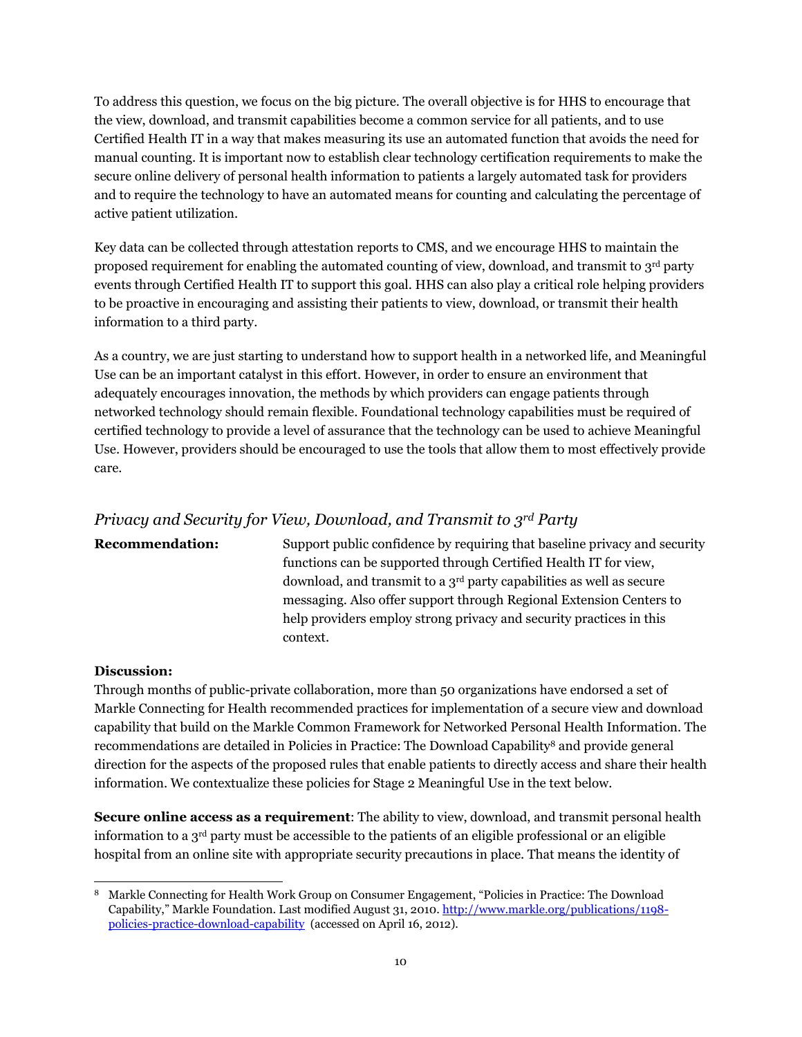To address this question, we focus on the big picture. The overall objective is for HHS to encourage that the view, download, and transmit capabilities become a common service for all patients, and to use Certified Health IT in a way that makes measuring its use an automated function that avoids the need for manual counting. It is important now to establish clear technology certification requirements to make the secure online delivery of personal health information to patients a largely automated task for providers and to require the technology to have an automated means for counting and calculating the percentage of active patient utilization.

Key data can be collected through attestation reports to CMS, and we encourage HHS to maintain the proposed requirement for enabling the automated counting of view, download, and transmit to 3rd party events through Certified Health IT to support this goal. HHS can also play a critical role helping providers to be proactive in encouraging and assisting their patients to view, download, or transmit their health information to a third party.

As a country, we are just starting to understand how to support health in a networked life, and Meaningful Use can be an important catalyst in this effort. However, in order to ensure an environment that adequately encourages innovation, the methods by which providers can engage patients through networked technology should remain flexible. Foundational technology capabilities must be required of certified technology to provide a level of assurance that the technology can be used to achieve Meaningful Use. However, providers should be encouraged to use the tools that allow them to most effectively provide care.

## *Privacy and Security for View, Download, and Transmit to 3rd Party*

**Recommendation:** Support public confidence by requiring that baseline privacy and security functions can be supported through Certified Health IT for view, download, and transmit to a 3rd party capabilities as well as secure messaging. Also offer support through Regional Extension Centers to help providers employ strong privacy and security practices in this context.

**Discussion:**
Through months of public-private collaboration, more than 50 organizations have endorsed a set of Markle Connecting for Health recommended practices for implementation of a secure view and download capability that build on the Markle Common Framework for Networked Personal Health Information. The recommendations are detailed in Policies in Practice: The Download Capability[8] and provide general direction for the aspects of the proposed rules that enable patients to directly access and share their health information. We contextualize these policies for Stage 2 Meaningful Use in the text below.

**Secure online access as a requirement**: The ability to view, download, and transmit personal health information to a 3rd party must be accessible to the patients of an eligible professional or an eligible hospital from an online site with appropriate security precautions in place. That means the identity of

[8] Markle Connecting for Health Work Group on Consumer Engagement, "Policies in Practice: The Download Capability," Markle Foundation. Last modified August 31, 2010. http://www.markle.org/publications/1198-policies-practice-download-capability (accessed on April 16, 2012).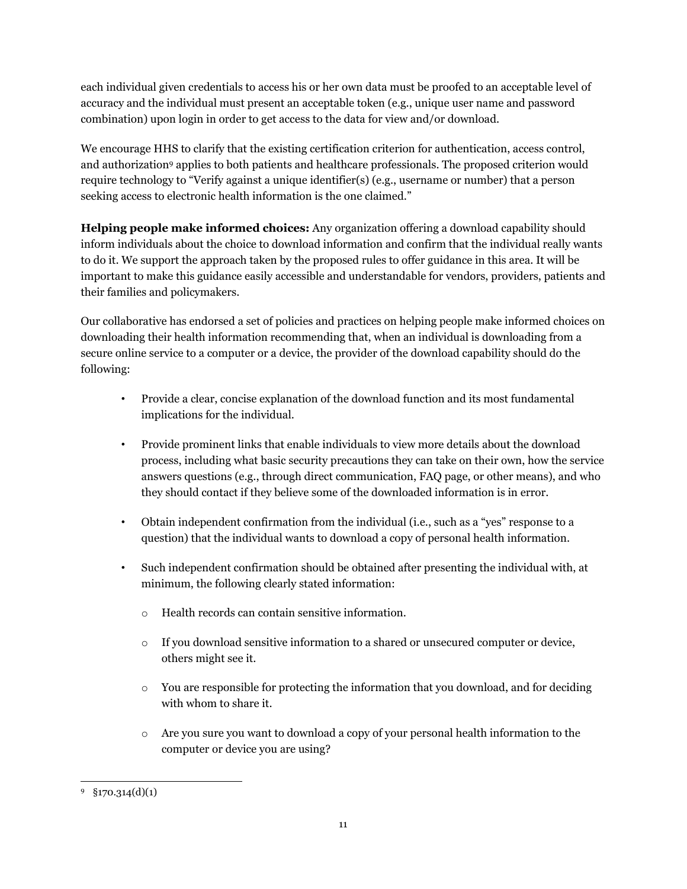each individual given credentials to access his or her own data must be proofed to an acceptable level of accuracy and the individual must present an acceptable token (e.g., unique user name and password combination) upon login in order to get access to the data for view and/or download.

We encourage HHS to clarify that the existing certification criterion for authentication, access control, and authorization[9] applies to both patients and healthcare professionals. The proposed criterion would require technology to "Verify against a unique identifier(s) (e.g., username or number) that a person seeking access to electronic health information is the one claimed."

**Helping people make informed choices:** Any organization offering a download capability should inform individuals about the choice to download information and confirm that the individual really wants to do it. We support the approach taken by the proposed rules to offer guidance in this area. It will be important to make this guidance easily accessible and understandable for vendors, providers, patients and their families and policymakers.

Our collaborative has endorsed a set of policies and practices on helping people make informed choices on downloading their health information recommending that, when an individual is downloading from a secure online service to a computer or a device, the provider of the download capability should do the following:

- Provide a clear, concise explanation of the download function and its most fundamental implications for the individual.
- Provide prominent links that enable individuals to view more details about the download process, including what basic security precautions they can take on their own, how the service answers questions (e.g., through direct communication, FAQ page, or other means), and who they should contact if they believe some of the downloaded information is in error.
- Obtain independent confirmation from the individual (i.e., such as a "yes" response to a question) that the individual wants to download a copy of personal health information.
- Such independent confirmation should be obtained after presenting the individual with, at minimum, the following clearly stated information:
  - Health records can contain sensitive information.
  - If you download sensitive information to a shared or unsecured computer or device, others might see it.
  - You are responsible for protecting the information that you download, and for deciding with whom to share it.
  - Are you sure you want to download a copy of your personal health information to the computer or device you are using?

---

[9] §170.314(d)(1)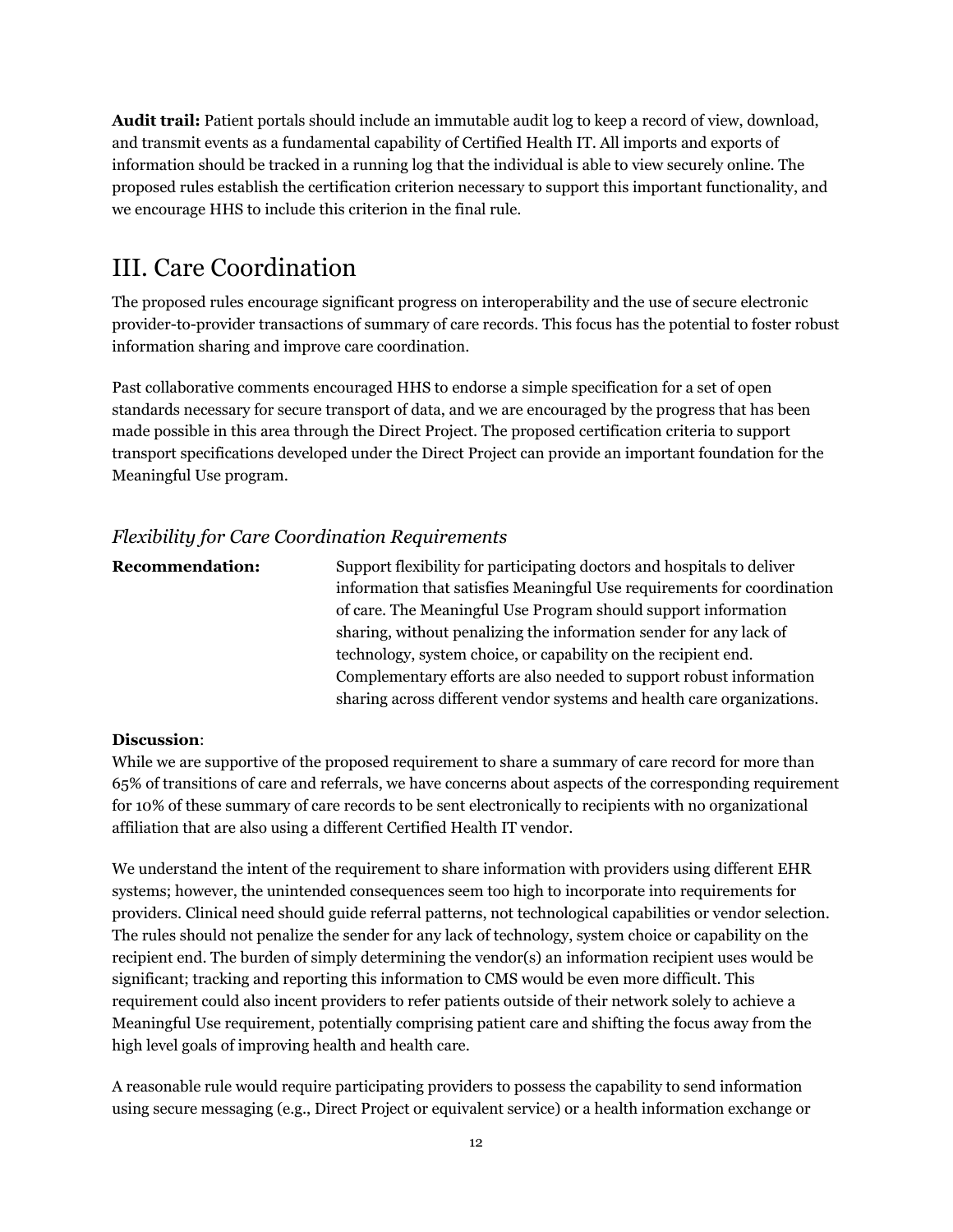**Audit trail:** Patient portals should include an immutable audit log to keep a record of view, download, and transmit events as a fundamental capability of Certified Health IT. All imports and exports of information should be tracked in a running log that the individual is able to view securely online. The proposed rules establish the certification criterion necessary to support this important functionality, and we encourage HHS to include this criterion in the final rule.

# III. Care Coordination

The proposed rules encourage significant progress on interoperability and the use of secure electronic provider-to-provider transactions of summary of care records. This focus has the potential to foster robust information sharing and improve care coordination.

Past collaborative comments encouraged HHS to endorse a simple specification for a set of open standards necessary for secure transport of data, and we are encouraged by the progress that has been made possible in this area through the Direct Project. The proposed certification criteria to support transport specifications developed under the Direct Project can provide an important foundation for the Meaningful Use program.

### *Flexibility for Care Coordination Requirements*

**Recommendation:** Support flexibility for participating doctors and hospitals to deliver information that satisfies Meaningful Use requirements for coordination of care. The Meaningful Use Program should support information sharing, without penalizing the information sender for any lack of technology, system choice, or capability on the recipient end. Complementary efforts are also needed to support robust information sharing across different vendor systems and health care organizations.

**Discussion**:
While we are supportive of the proposed requirement to share a summary of care record for more than 65% of transitions of care and referrals, we have concerns about aspects of the corresponding requirement for 10% of these summary of care records to be sent electronically to recipients with no organizational affiliation that are also using a different Certified Health IT vendor.

We understand the intent of the requirement to share information with providers using different EHR systems; however, the unintended consequences seem too high to incorporate into requirements for providers. Clinical need should guide referral patterns, not technological capabilities or vendor selection. The rules should not penalize the sender for any lack of technology, system choice or capability on the recipient end. The burden of simply determining the vendor(s) an information recipient uses would be significant; tracking and reporting this information to CMS would be even more difficult. This requirement could also incent providers to refer patients outside of their network solely to achieve a Meaningful Use requirement, potentially comprising patient care and shifting the focus away from the high level goals of improving health and health care.

A reasonable rule would require participating providers to possess the capability to send information using secure messaging (e.g., Direct Project or equivalent service) or a health information exchange or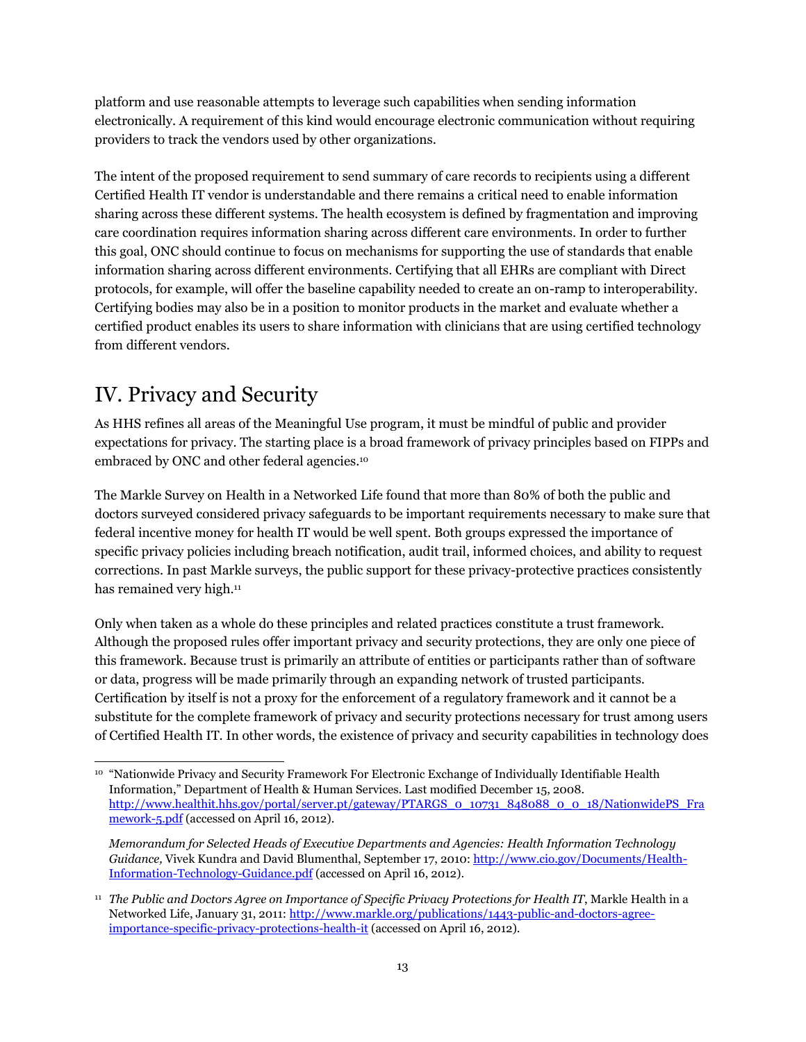platform and use reasonable attempts to leverage such capabilities when sending information electronically. A requirement of this kind would encourage electronic communication without requiring providers to track the vendors used by other organizations.

The intent of the proposed requirement to send summary of care records to recipients using a different Certified Health IT vendor is understandable and there remains a critical need to enable information sharing across these different systems. The health ecosystem is defined by fragmentation and improving care coordination requires information sharing across different care environments. In order to further this goal, ONC should continue to focus on mechanisms for supporting the use of standards that enable information sharing across different environments. Certifying that all EHRs are compliant with Direct protocols, for example, will offer the baseline capability needed to create an on-ramp to interoperability. Certifying bodies may also be in a position to monitor products in the market and evaluate whether a certified product enables its users to share information with clinicians that are using certified technology from different vendors.

# IV. Privacy and Security

As HHS refines all areas of the Meaningful Use program, it must be mindful of public and provider expectations for privacy. The starting place is a broad framework of privacy principles based on FIPPs and embraced by ONC and other federal agencies.[10]

The Markle Survey on Health in a Networked Life found that more than 80% of both the public and doctors surveyed considered privacy safeguards to be important requirements necessary to make sure that federal incentive money for health IT would be well spent. Both groups expressed the importance of specific privacy policies including breach notification, audit trail, informed choices, and ability to request corrections. In past Markle surveys, the public support for these privacy-protective practices consistently has remained very high.[11]

Only when taken as a whole do these principles and related practices constitute a trust framework. Although the proposed rules offer important privacy and security protections, they are only one piece of this framework. Because trust is primarily an attribute of entities or participants rather than of software or data, progress will be made primarily through an expanding network of trusted participants. Certification by itself is not a proxy for the enforcement of a regulatory framework and it cannot be a substitute for the complete framework of privacy and security protections necessary for trust among users of Certified Health IT. In other words, the existence of privacy and security capabilities in technology does

---

[10] "Nationwide Privacy and Security Framework For Electronic Exchange of Individually Identifiable Health Information," Department of Health & Human Services. Last modified December 15, 2008. http://www.healthit.hhs.gov/portal/server.pt/gateway/PTARGS_0_10731_848088_0_0_18/NationwidePS_Framework-5.pdf (accessed on April 16, 2012).

*Memorandum for Selected Heads of Executive Departments and Agencies: Health Information Technology Guidance,* Vivek Kundra and David Blumenthal, September 17, 2010: http://www.cio.gov/Documents/Health-Information-Technology-Guidance.pdf (accessed on April 16, 2012).

[11] *The Public and Doctors Agree on Importance of Specific Privacy Protections for Health IT*, Markle Health in a Networked Life, January 31, 2011: http://www.markle.org/publications/1443-public-and-doctors-agree-importance-specific-privacy-protections-health-it (accessed on April 16, 2012).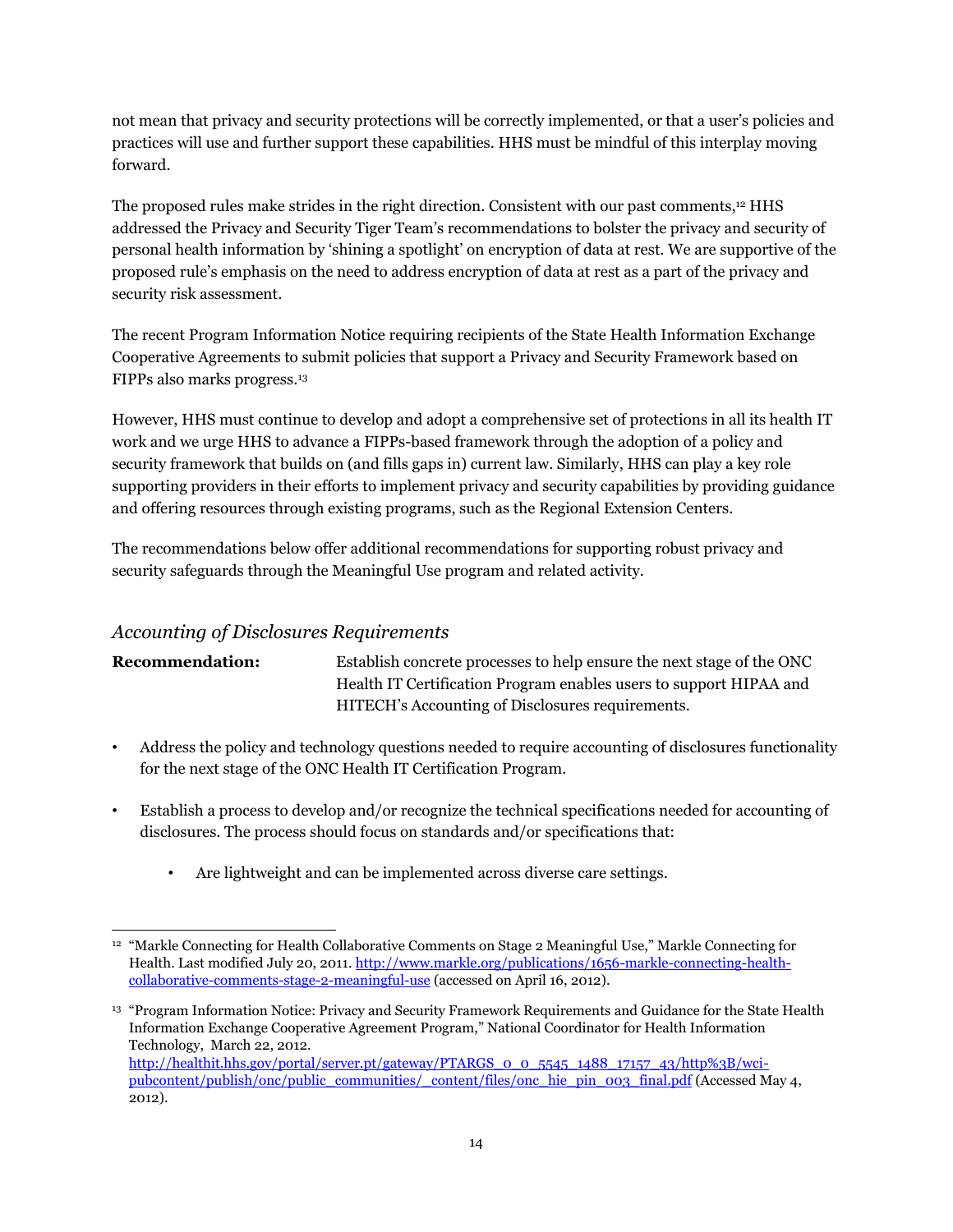not mean that privacy and security protections will be correctly implemented, or that a user's policies and practices will use and further support these capabilities. HHS must be mindful of this interplay moving forward.

The proposed rules make strides in the right direction. Consistent with our past comments,[12] HHS addressed the Privacy and Security Tiger Team's recommendations to bolster the privacy and security of personal health information by 'shining a spotlight' on encryption of data at rest. We are supportive of the proposed rule's emphasis on the need to address encryption of data at rest as a part of the privacy and security risk assessment.

The recent Program Information Notice requiring recipients of the State Health Information Exchange Cooperative Agreements to submit policies that support a Privacy and Security Framework based on FIPPs also marks progress.[13]

However, HHS must continue to develop and adopt a comprehensive set of protections in all its health IT work and we urge HHS to advance a FIPPs-based framework through the adoption of a policy and security framework that builds on (and fills gaps in) current law. Similarly, HHS can play a key role supporting providers in their efforts to implement privacy and security capabilities by providing guidance and offering resources through existing programs, such as the Regional Extension Centers.

The recommendations below offer additional recommendations for supporting robust privacy and security safeguards through the Meaningful Use program and related activity.

### *Accounting of Disclosures Requirements*

**Recommendation:** Establish concrete processes to help ensure the next stage of the ONC Health IT Certification Program enables users to support HIPAA and HITECH's Accounting of Disclosures requirements.

- Address the policy and technology questions needed to require accounting of disclosures functionality for the next stage of the ONC Health IT Certification Program.
- Establish a process to develop and/or recognize the technical specifications needed for accounting of disclosures. The process should focus on standards and/or specifications that:
  - Are lightweight and can be implemented across diverse care settings.

---

[12] "Markle Connecting for Health Collaborative Comments on Stage 2 Meaningful Use," Markle Connecting for Health. Last modified July 20, 2011. http://www.markle.org/publications/1656-markle-connecting-health-collaborative-comments-stage-2-meaningful-use (accessed on April 16, 2012).

[13] "Program Information Notice: Privacy and Security Framework Requirements and Guidance for the State Health Information Exchange Cooperative Agreement Program," National Coordinator for Health Information Technology, March 22, 2012. http://healthit.hhs.gov/portal/server.pt/gateway/PTARGS_0_0_5545_1488_17157_43/http%3B/wci-pubcontent/publish/onc/public_communities/_content/files/onc_hie_pin_003_final.pdf (Accessed May 4, 2012).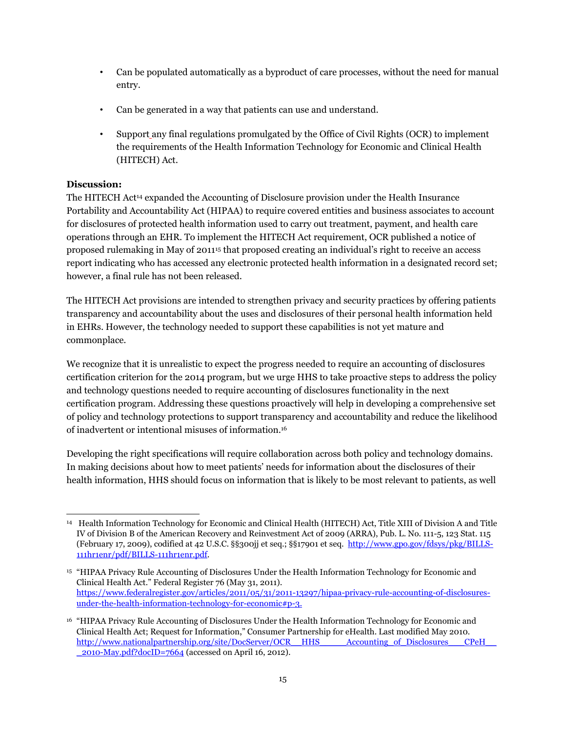- Can be populated automatically as a byproduct of care processes, without the need for manual entry.
- Can be generated in a way that patients can use and understand.
- Support any final regulations promulgated by the Office of Civil Rights (OCR) to implement the requirements of the Health Information Technology for Economic and Clinical Health (HITECH) Act.

**Discussion:**

The HITECH Act[14] expanded the Accounting of Disclosure provision under the Health Insurance Portability and Accountability Act (HIPAA) to require covered entities and business associates to account for disclosures of protected health information used to carry out treatment, payment, and health care operations through an EHR. To implement the HITECH Act requirement, OCR published a notice of proposed rulemaking in May of 2011[15] that proposed creating an individual's right to receive an access report indicating who has accessed any electronic protected health information in a designated record set; however, a final rule has not been released.

The HITECH Act provisions are intended to strengthen privacy and security practices by offering patients transparency and accountability about the uses and disclosures of their personal health information held in EHRs. However, the technology needed to support these capabilities is not yet mature and commonplace.

We recognize that it is unrealistic to expect the progress needed to require an accounting of disclosures certification criterion for the 2014 program, but we urge HHS to take proactive steps to address the policy and technology questions needed to require accounting of disclosures functionality in the next certification program. Addressing these questions proactively will help in developing a comprehensive set of policy and technology protections to support transparency and accountability and reduce the likelihood of inadvertent or intentional misuses of information.[16]

Developing the right specifications will require collaboration across both policy and technology domains. In making decisions about how to meet patients' needs for information about the disclosures of their health information, HHS should focus on information that is likely to be most relevant to patients, as well

---

[14] Health Information Technology for Economic and Clinical Health (HITECH) Act, Title XIII of Division A and Title IV of Division B of the American Recovery and Reinvestment Act of 2009 (ARRA), Pub. L. No. 111-5, 123 Stat. 115 (February 17, 2009), codified at 42 U.S.C. §§300jj et seq.; §§17901 et seq. http://www.gpo.gov/fdsys/pkg/BILLS-111hr1enr/pdf/BILLS-111hr1enr.pdf.

[15] "HIPAA Privacy Rule Accounting of Disclosures Under the Health Information Technology for Economic and Clinical Health Act." Federal Register 76 (May 31, 2011). https://www.federalregister.gov/articles/2011/05/31/2011-13297/hipaa-privacy-rule-accounting-of-disclosures-under-the-health-information-technology-for-economic#p-3.

[16] "HIPAA Privacy Rule Accounting of Disclosures Under the Health Information Technology for Economic and Clinical Health Act; Request for Information," Consumer Partnership for eHealth. Last modified May 2010. http://www.nationalpartnership.org/site/DocServer/OCR__HHS______Accounting_of_Disclosures___CPeH___2010-May.pdf?docID=7664 (accessed on April 16, 2012).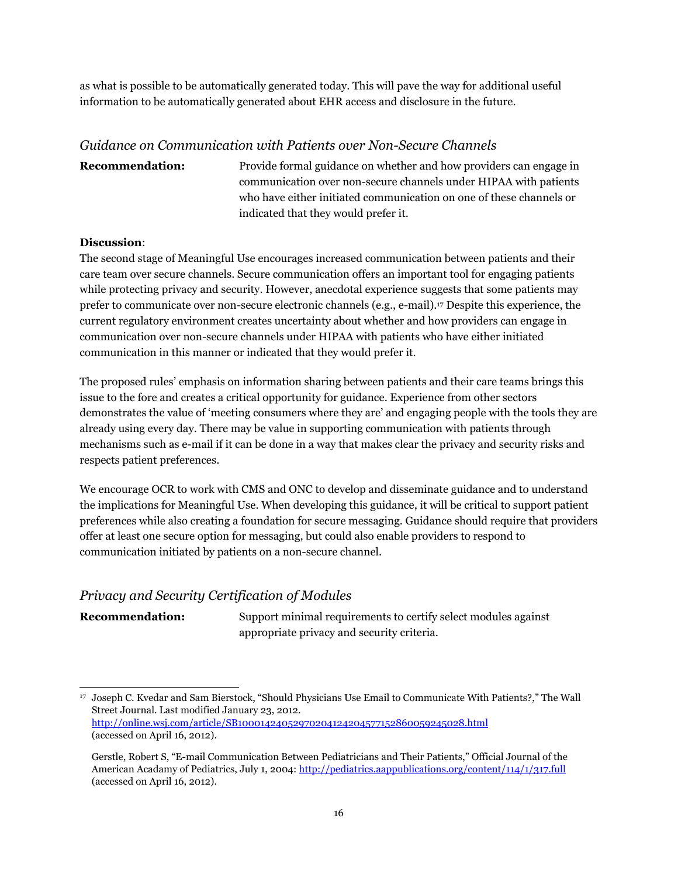as what is possible to be automatically generated today. This will pave the way for additional useful information to be automatically generated about EHR access and disclosure in the future.

### *Guidance on Communication with Patients over Non-Secure Channels*

**Recommendation:** Provide formal guidance on whether and how providers can engage in communication over non-secure channels under HIPAA with patients who have either initiated communication on one of these channels or indicated that they would prefer it.

**Discussion**:

The second stage of Meaningful Use encourages increased communication between patients and their care team over secure channels. Secure communication offers an important tool for engaging patients while protecting privacy and security. However, anecdotal experience suggests that some patients may prefer to communicate over non-secure electronic channels (e.g., e-mail).[17] Despite this experience, the current regulatory environment creates uncertainty about whether and how providers can engage in communication over non-secure channels under HIPAA with patients who have either initiated communication in this manner or indicated that they would prefer it.

The proposed rules' emphasis on information sharing between patients and their care teams brings this issue to the fore and creates a critical opportunity for guidance. Experience from other sectors demonstrates the value of 'meeting consumers where they are' and engaging people with the tools they are already using every day. There may be value in supporting communication with patients through mechanisms such as e-mail if it can be done in a way that makes clear the privacy and security risks and respects patient preferences.

We encourage OCR to work with CMS and ONC to develop and disseminate guidance and to understand the implications for Meaningful Use. When developing this guidance, it will be critical to support patient preferences while also creating a foundation for secure messaging. Guidance should require that providers offer at least one secure option for messaging, but could also enable providers to respond to communication initiated by patients on a non-secure channel.

### *Privacy and Security Certification of Modules*

**Recommendation:** Support minimal requirements to certify select modules against appropriate privacy and security criteria.

---

[17] Joseph C. Kvedar and Sam Bierstock, "Should Physicians Use Email to Communicate With Patients?," The Wall Street Journal. Last modified January 23, 2012. http://online.wsj.com/article/SB10001424052970204124204577152860059245028.html (accessed on April 16, 2012).

Gerstle, Robert S, "E-mail Communication Between Pediatricians and Their Patients," Official Journal of the American Acadamy of Pediatrics, July 1, 2004: http://pediatrics.aappublications.org/content/114/1/317.full (accessed on April 16, 2012).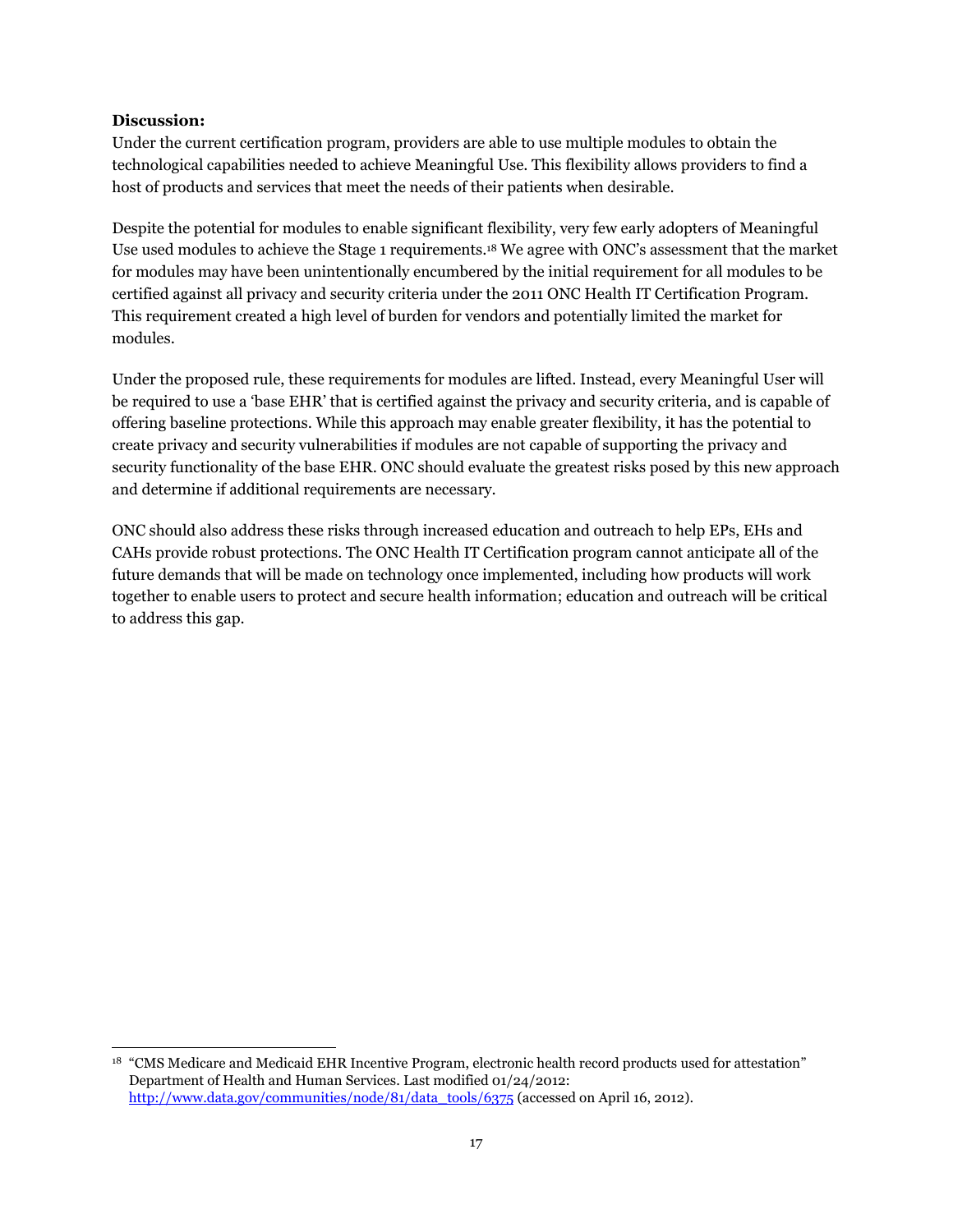**Discussion:**
Under the current certification program, providers are able to use multiple modules to obtain the technological capabilities needed to achieve Meaningful Use. This flexibility allows providers to find a host of products and services that meet the needs of their patients when desirable.

Despite the potential for modules to enable significant flexibility, very few early adopters of Meaningful Use used modules to achieve the Stage 1 requirements.[18] We agree with ONC's assessment that the market for modules may have been unintentionally encumbered by the initial requirement for all modules to be certified against all privacy and security criteria under the 2011 ONC Health IT Certification Program. This requirement created a high level of burden for vendors and potentially limited the market for modules.

Under the proposed rule, these requirements for modules are lifted. Instead, every Meaningful User will be required to use a 'base EHR' that is certified against the privacy and security criteria, and is capable of offering baseline protections. While this approach may enable greater flexibility, it has the potential to create privacy and security vulnerabilities if modules are not capable of supporting the privacy and security functionality of the base EHR. ONC should evaluate the greatest risks posed by this new approach and determine if additional requirements are necessary.

ONC should also address these risks through increased education and outreach to help EPs, EHs and CAHs provide robust protections. The ONC Health IT Certification program cannot anticipate all of the future demands that will be made on technology once implemented, including how products will work together to enable users to protect and secure health information; education and outreach will be critical to address this gap.

---

[18] "CMS Medicare and Medicaid EHR Incentive Program, electronic health record products used for attestation" Department of Health and Human Services. Last modified 01/24/2012: http://www.data.gov/communities/node/81/data_tools/6375 (accessed on April 16, 2012).